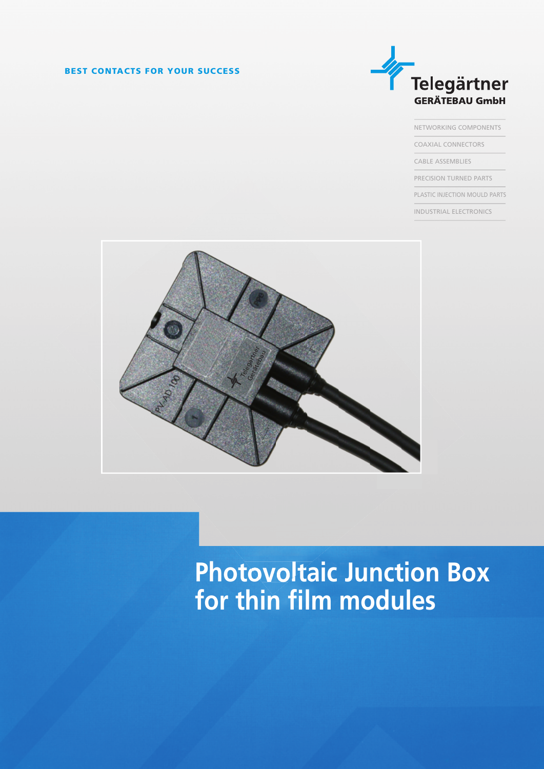BEST CONTACTS FOR YOUR SUCCESS

Telegärtner
GERÄTEBAU GmbH

- NETWORKING COMPONENTS
- COAXIAL CONNECTORS
- CABLE ASSEMBLIES
- PRECISION TURNED PARTS
- PLASTIC INJECTION MOULD PARTS
- INDUSTRIAL ELECTRONICS

# Photovoltaic Junction Box for thin film modules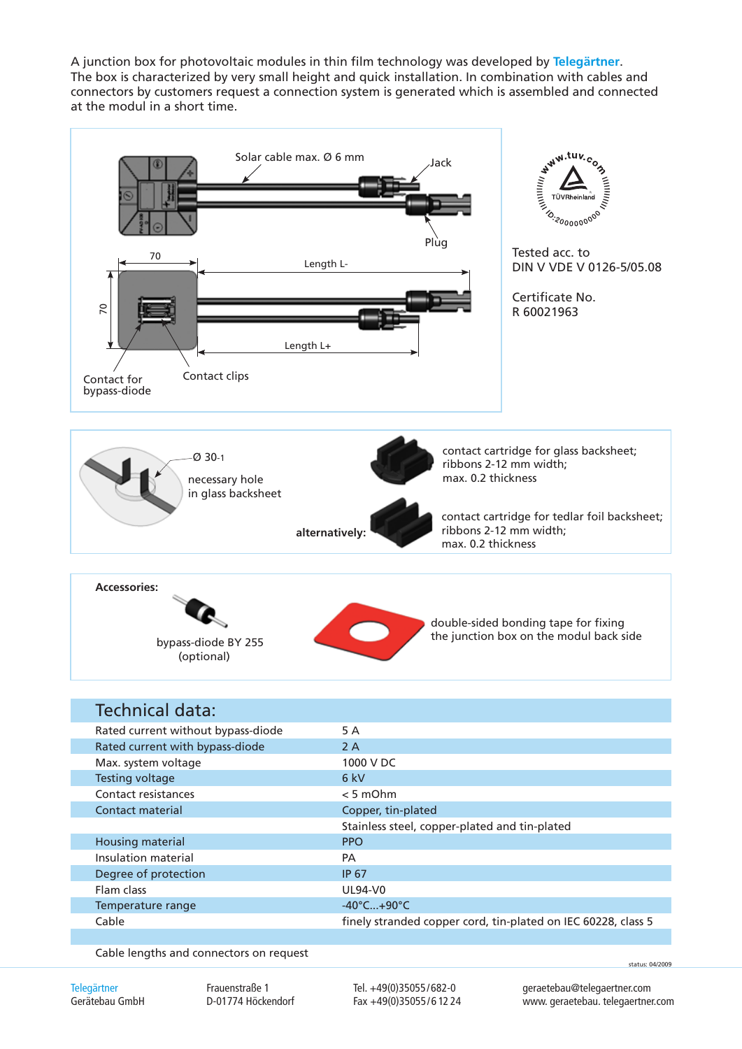A junction box for photovoltaic modules in thin film technology was developed by **Telegärtner**.
The box is characterized by very small height and quick installation. In combination with cables and connectors by customers request a connection system is generated which is assembled and connected at the modul in a short time.

Solar cable max. Ø 6 mm

Jack

Plug

70

70

Length L-

Length L+

Contact for bypass-diode

Contact clips

Tested acc. to
DIN V VDE V 0126-5/05.08

Certificate No.
R 60021963

Ø 30-1

necessary hole in glass backsheet

contact cartridge for glass backsheet;
ribbons 2-12 mm width;
max. 0.2 thickness

**alternatively:**

contact cartridge for tedlar foil backsheet;
ribbons 2-12 mm width;
max. 0.2 thickness

**Accessories:**

bypass-diode BY 255
(optional)

double-sided bonding tape for fixing the junction box on the modul back side

## Technical data:

| | |
|---|---|
| Rated current without bypass-diode | 5 A |
| Rated current with bypass-diode | 2 A |
| Max. system voltage | 1000 V DC |
| Testing voltage | 6 kV |
| Contact resistances | < 5 mOhm |
| Contact material | Copper, tin-plated |
| | Stainless steel, copper-plated and tin-plated |
| Housing material | PPO |
| Insulation material | PA |
| Degree of protection | IP 67 |
| Flam class | UL94-V0 |
| Temperature range | -40°C...+90°C |
| Cable | finely stranded copper cord, tin-plated on IEC 60228, class 5 |

Cable lengths and connectors on request

status: 04/2009

Telegärtner
Gerätebau GmbH

Frauenstraße 1
D-01774 Höckendorf

Tel. +49(0)35055/682-0
Fax +49(0)35055/6 12 24

geraetebau@telegaertner.com
www. geraetebau. telegaertner.com